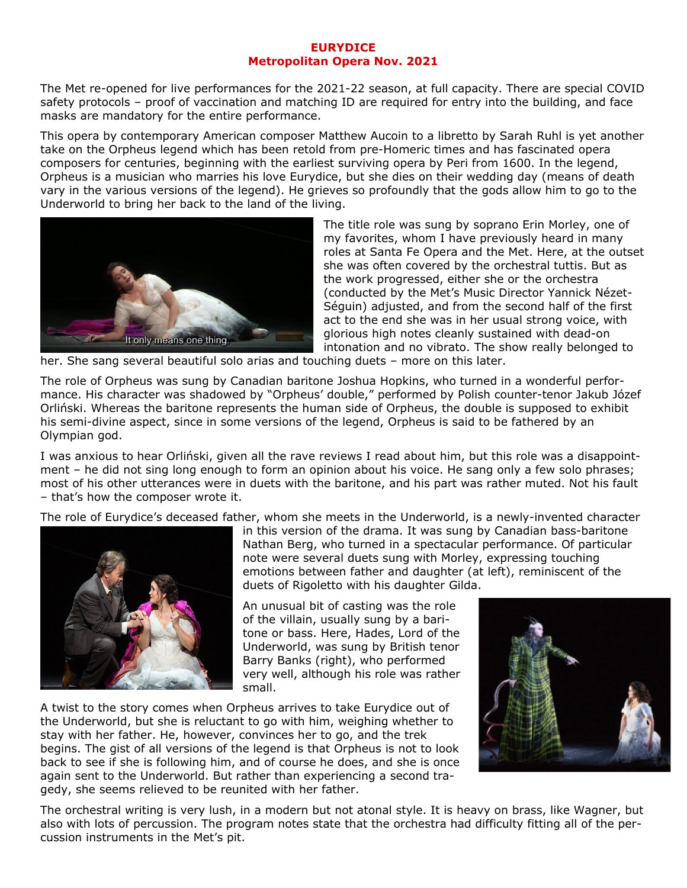**EURYDICE**
**Metropolitan Opera Nov. 2021**

The Met re-opened for live performances for the 2021-22 season, at full capacity. There are special COVID safety protocols – proof of vaccination and matching ID are required for entry into the building, and face masks are mandatory for the entire performance.

This opera by contemporary American composer Matthew Aucoin to a libretto by Sarah Ruhl is yet another take on the Orpheus legend which has been retold from pre-Homeric times and has fascinated opera composers for centuries, beginning with the earliest surviving opera by Peri from 1600. In the legend, Orpheus is a musician who marries his love Eurydice, but she dies on their wedding day (means of death vary in the various versions of the legend). He grieves so profoundly that the gods allow him to go to the Underworld to bring her back to the land of the living.

The title role was sung by soprano Erin Morley, one of my favorites, whom I have previously heard in many roles at Santa Fe Opera and the Met. Here, at the outset she was often covered by the orchestral tuttis. But as the work progressed, either she or the orchestra (conducted by the Met's Music Director Yannick Nézet-Séguin) adjusted, and from the second half of the first act to the end she was in her usual strong voice, with glorious high notes cleanly sustained with dead-on intonation and no vibrato. The show really belonged to her. She sang several beautiful solo arias and touching duets – more on this later.

The role of Orpheus was sung by Canadian baritone Joshua Hopkins, who turned in a wonderful performance. His character was shadowed by "Orpheus' double," performed by Polish counter-tenor Jakub Józef Orliński. Whereas the baritone represents the human side of Orpheus, the double is supposed to exhibit his semi-divine aspect, since in some versions of the legend, Orpheus is said to be fathered by an Olympian god.

I was anxious to hear Orliński, given all the rave reviews I read about him, but this role was a disappointment – he did not sing long enough to form an opinion about his voice. He sang only a few solo phrases; most of his other utterances were in duets with the baritone, and his part was rather muted. Not his fault – that's how the composer wrote it.

The role of Eurydice's deceased father, whom she meets in the Underworld, is a newly-invented character in this version of the drama. It was sung by Canadian bass-baritone Nathan Berg, who turned in a spectacular performance. Of particular note were several duets sung with Morley, expressing touching emotions between father and daughter (at left), reminiscent of the duets of Rigoletto with his daughter Gilda.

An unusual bit of casting was the role of the villain, usually sung by a baritone or bass. Here, Hades, Lord of the Underworld, was sung by British tenor Barry Banks (right), who performed very well, although his role was rather small.

A twist to the story comes when Orpheus arrives to take Eurydice out of the Underworld, but she is reluctant to go with him, weighing whether to stay with her father. He, however, convinces her to go, and the trek begins. The gist of all versions of the legend is that Orpheus is not to look back to see if she is following him, and of course he does, and she is once again sent to the Underworld. But rather than experiencing a second tragedy, she seems relieved to be reunited with her father.

The orchestral writing is very lush, in a modern but not atonal style. It is heavy on brass, like Wagner, but also with lots of percussion. The program notes state that the orchestra had difficulty fitting all of the percussion instruments in the Met's pit.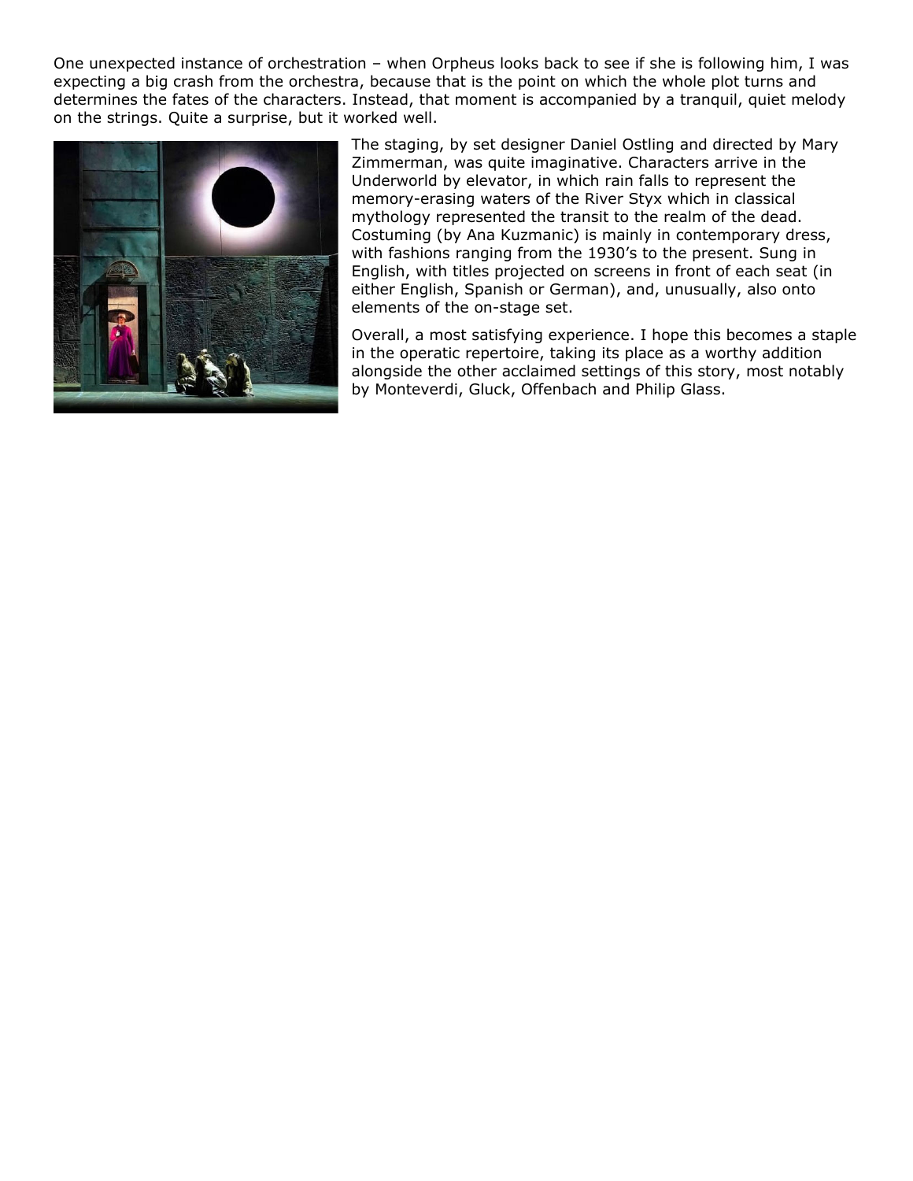One unexpected instance of orchestration – when Orpheus looks back to see if she is following him, I was expecting a big crash from the orchestra, because that is the point on which the whole plot turns and determines the fates of the characters. Instead, that moment is accompanied by a tranquil, quiet melody on the strings. Quite a surprise, but it worked well.

The staging, by set designer Daniel Ostling and directed by Mary Zimmerman, was quite imaginative. Characters arrive in the Underworld by elevator, in which rain falls to represent the memory-erasing waters of the River Styx which in classical mythology represented the transit to the realm of the dead. Costuming (by Ana Kuzmanic) is mainly in contemporary dress, with fashions ranging from the 1930's to the present. Sung in English, with titles projected on screens in front of each seat (in either English, Spanish or German), and, unusually, also onto elements of the on-stage set.

Overall, a most satisfying experience. I hope this becomes a staple in the operatic repertoire, taking its place as a worthy addition alongside the other acclaimed settings of this story, most notably by Monteverdi, Gluck, Offenbach and Philip Glass.